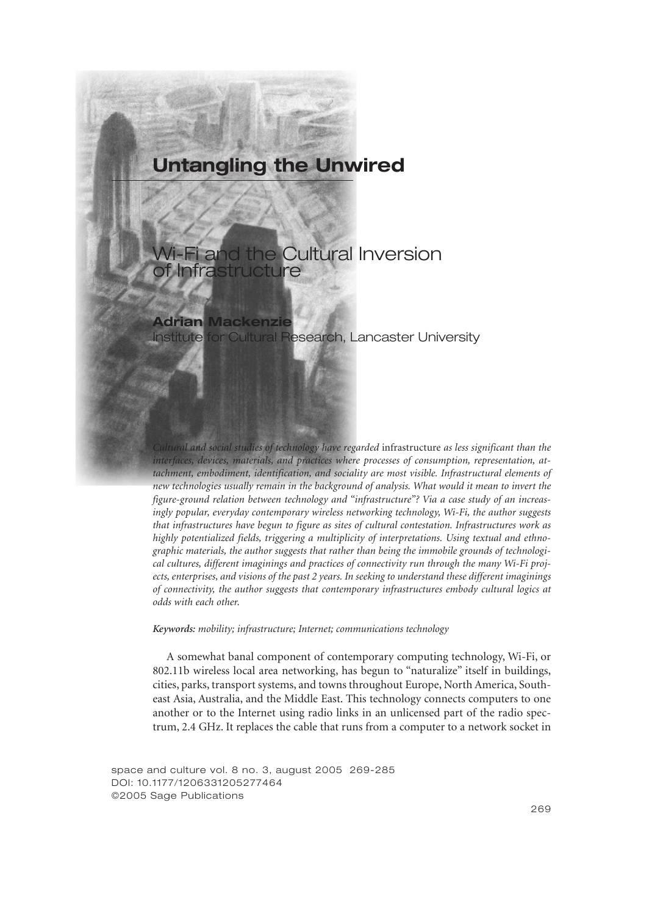# Untangling the Unwired

## Wi-Fi and the Cultural Inversion of Infrastructure

**Adrian Mackenzie**
Institute for Cultural Research, Lancaster University

*Cultural and social studies of technology have regarded* infrastructure *as less significant than the interfaces, devices, materials, and practices where processes of consumption, representation, attachment, embodiment, identification, and sociality are most visible. Infrastructural elements of new technologies usually remain in the background of analysis. What would it mean to invert the figure-ground relation between technology and "infrastructure"? Via a case study of an increasingly popular, everyday contemporary wireless networking technology, Wi-Fi, the author suggests that infrastructures have begun to figure as sites of cultural contestation. Infrastructures work as highly potentialized fields, triggering a multiplicity of interpretations. Using textual and ethnographic materials, the author suggests that rather than being the immobile grounds of technological cultures, different imaginings and practices of connectivity run through the many Wi-Fi projects, enterprises, and visions of the past 2 years. In seeking to understand these different imaginings of connectivity, the author suggests that contemporary infrastructures embody cultural logics at odds with each other.*

***Keywords:*** *mobility; infrastructure; Internet; communications technology*

A somewhat banal component of contemporary computing technology, Wi-Fi, or 802.11b wireless local area networking, has begun to "naturalize" itself in buildings, cities, parks, transport systems, and towns throughout Europe, North America, Southeast Asia, Australia, and the Middle East. This technology connects computers to one another or to the Internet using radio links in an unlicensed part of the radio spectrum, 2.4 GHz. It replaces the cable that runs from a computer to a network socket in

space and culture vol. 8 no. 3, august 2005 269-285
DOI: 10.1177/1206331205277464
©2005 Sage Publications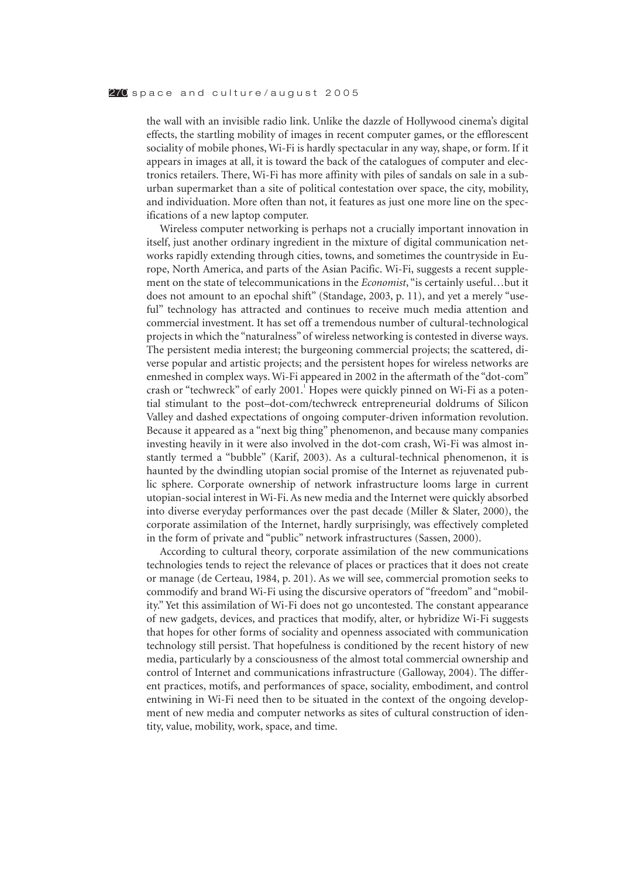the wall with an invisible radio link. Unlike the dazzle of Hollywood cinema's digital effects, the startling mobility of images in recent computer games, or the efflorescent sociality of mobile phones, Wi-Fi is hardly spectacular in any way, shape, or form. If it appears in images at all, it is toward the back of the catalogues of computer and electronics retailers. There, Wi-Fi has more affinity with piles of sandals on sale in a suburban supermarket than a site of political contestation over space, the city, mobility, and individuation. More often than not, it features as just one more line on the specifications of a new laptop computer.

Wireless computer networking is perhaps not a crucially important innovation in itself, just another ordinary ingredient in the mixture of digital communication networks rapidly extending through cities, towns, and sometimes the countryside in Europe, North America, and parts of the Asian Pacific. Wi-Fi, suggests a recent supplement on the state of telecommunications in the *Economist*, "is certainly useful…but it does not amount to an epochal shift" (Standage, 2003, p. 11), and yet a merely "useful" technology has attracted and continues to receive much media attention and commercial investment. It has set off a tremendous number of cultural-technological projects in which the "naturalness" of wireless networking is contested in diverse ways. The persistent media interest; the burgeoning commercial projects; the scattered, diverse popular and artistic projects; and the persistent hopes for wireless networks are enmeshed in complex ways. Wi-Fi appeared in 2002 in the aftermath of the "dot-com" crash or "techwreck" of early 2001.[1] Hopes were quickly pinned on Wi-Fi as a potential stimulant to the post–dot-com/techwreck entrepreneurial doldrums of Silicon Valley and dashed expectations of ongoing computer-driven information revolution. Because it appeared as a "next big thing" phenomenon, and because many companies investing heavily in it were also involved in the dot-com crash, Wi-Fi was almost instantly termed a "bubble" (Karif, 2003). As a cultural-technical phenomenon, it is haunted by the dwindling utopian social promise of the Internet as rejuvenated public sphere. Corporate ownership of network infrastructure looms large in current utopian-social interest in Wi-Fi. As new media and the Internet were quickly absorbed into diverse everyday performances over the past decade (Miller & Slater, 2000), the corporate assimilation of the Internet, hardly surprisingly, was effectively completed in the form of private and "public" network infrastructures (Sassen, 2000).

According to cultural theory, corporate assimilation of the new communications technologies tends to reject the relevance of places or practices that it does not create or manage (de Certeau, 1984, p. 201). As we will see, commercial promotion seeks to commodify and brand Wi-Fi using the discursive operators of "freedom" and "mobility." Yet this assimilation of Wi-Fi does not go uncontested. The constant appearance of new gadgets, devices, and practices that modify, alter, or hybridize Wi-Fi suggests that hopes for other forms of sociality and openness associated with communication technology still persist. That hopefulness is conditioned by the recent history of new media, particularly by a consciousness of the almost total commercial ownership and control of Internet and communications infrastructure (Galloway, 2004). The different practices, motifs, and performances of space, sociality, embodiment, and control entwining in Wi-Fi need then to be situated in the context of the ongoing development of new media and computer networks as sites of cultural construction of identity, value, mobility, work, space, and time.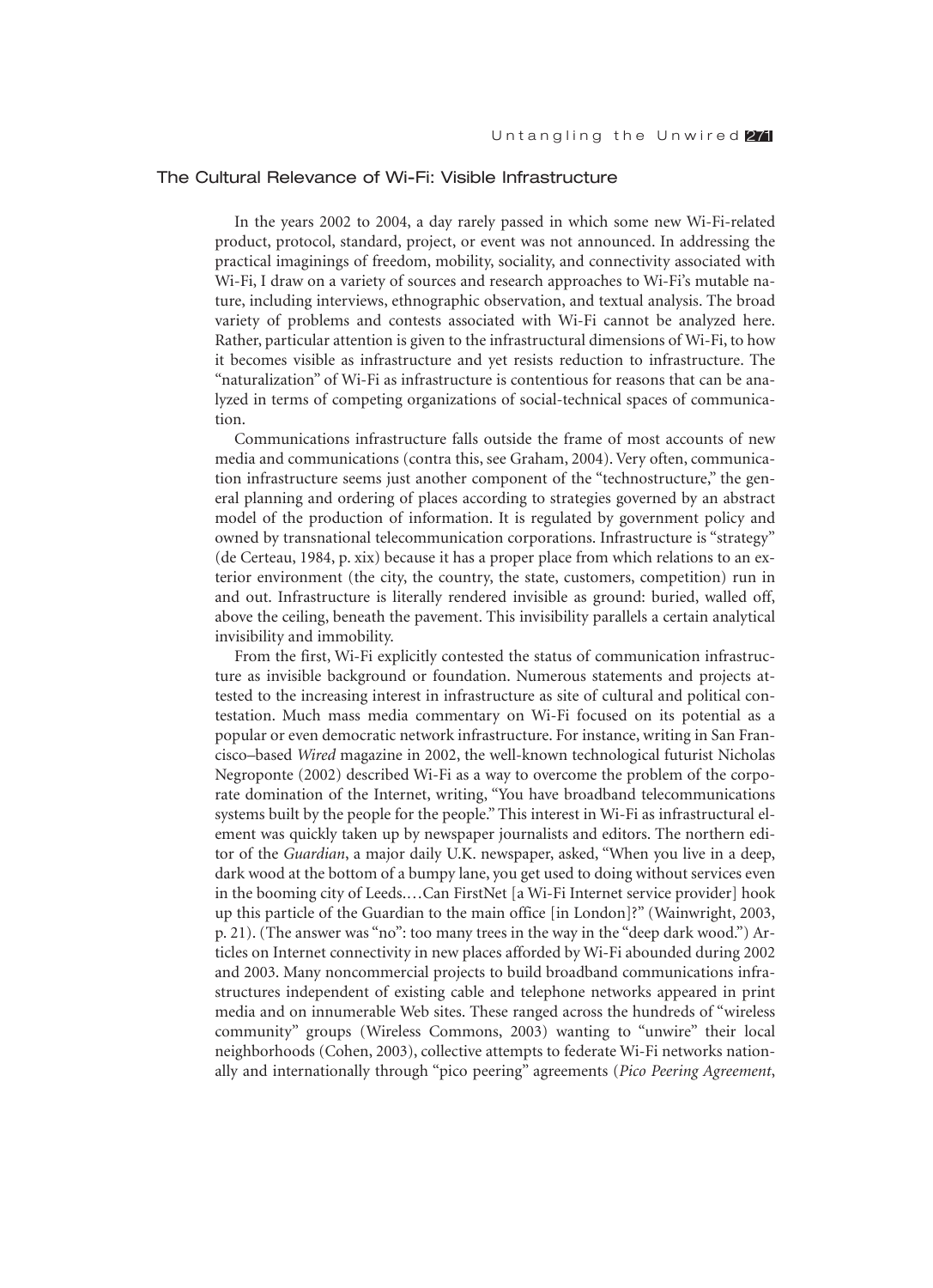## The Cultural Relevance of Wi-Fi: Visible Infrastructure

In the years 2002 to 2004, a day rarely passed in which some new Wi-Fi-related product, protocol, standard, project, or event was not announced. In addressing the practical imaginings of freedom, mobility, sociality, and connectivity associated with Wi-Fi, I draw on a variety of sources and research approaches to Wi-Fi's mutable nature, including interviews, ethnographic observation, and textual analysis. The broad variety of problems and contests associated with Wi-Fi cannot be analyzed here. Rather, particular attention is given to the infrastructural dimensions of Wi-Fi, to how it becomes visible as infrastructure and yet resists reduction to infrastructure. The "naturalization" of Wi-Fi as infrastructure is contentious for reasons that can be analyzed in terms of competing organizations of social-technical spaces of communication.

Communications infrastructure falls outside the frame of most accounts of new media and communications (contra this, see Graham, 2004). Very often, communication infrastructure seems just another component of the "technostructure," the general planning and ordering of places according to strategies governed by an abstract model of the production of information. It is regulated by government policy and owned by transnational telecommunication corporations. Infrastructure is "strategy" (de Certeau, 1984, p. xix) because it has a proper place from which relations to an exterior environment (the city, the country, the state, customers, competition) run in and out. Infrastructure is literally rendered invisible as ground: buried, walled off, above the ceiling, beneath the pavement. This invisibility parallels a certain analytical invisibility and immobility.

From the first, Wi-Fi explicitly contested the status of communication infrastructure as invisible background or foundation. Numerous statements and projects attested to the increasing interest in infrastructure as site of cultural and political contestation. Much mass media commentary on Wi-Fi focused on its potential as a popular or even democratic network infrastructure. For instance, writing in San Francisco–based *Wired* magazine in 2002, the well-known technological futurist Nicholas Negroponte (2002) described Wi-Fi as a way to overcome the problem of the corporate domination of the Internet, writing, "You have broadband telecommunications systems built by the people for the people." This interest in Wi-Fi as infrastructural element was quickly taken up by newspaper journalists and editors. The northern editor of the *Guardian*, a major daily U.K. newspaper, asked, "When you live in a deep, dark wood at the bottom of a bumpy lane, you get used to doing without services even in the booming city of Leeds.…Can FirstNet [a Wi-Fi Internet service provider] hook up this particle of the Guardian to the main office [in London]?" (Wainwright, 2003, p. 21). (The answer was "no": too many trees in the way in the "deep dark wood.") Articles on Internet connectivity in new places afforded by Wi-Fi abounded during 2002 and 2003. Many noncommercial projects to build broadband communications infrastructures independent of existing cable and telephone networks appeared in print media and on innumerable Web sites. These ranged across the hundreds of "wireless community" groups (Wireless Commons, 2003) wanting to "unwire" their local neighborhoods (Cohen, 2003), collective attempts to federate Wi-Fi networks nationally and internationally through "pico peering" agreements (*Pico Peering Agreement*,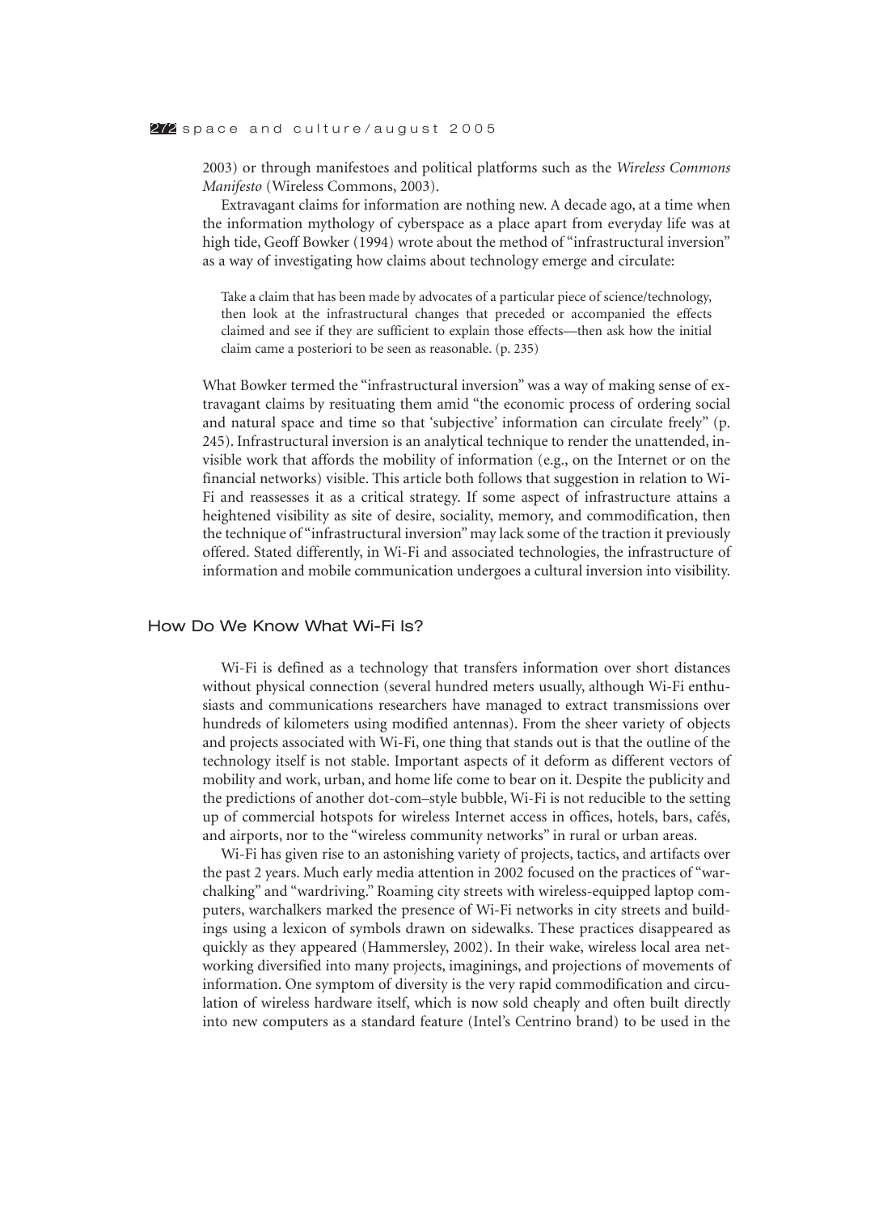2003) or through manifestoes and political platforms such as the *Wireless Commons Manifesto* (Wireless Commons, 2003).

Extravagant claims for information are nothing new. A decade ago, at a time when the information mythology of cyberspace as a place apart from everyday life was at high tide, Geoff Bowker (1994) wrote about the method of "infrastructural inversion" as a way of investigating how claims about technology emerge and circulate:

> Take a claim that has been made by advocates of a particular piece of science/technology, then look at the infrastructural changes that preceded or accompanied the effects claimed and see if they are sufficient to explain those effects—then ask how the initial claim came a posteriori to be seen as reasonable. (p. 235)

What Bowker termed the "infrastructural inversion" was a way of making sense of extravagant claims by resituating them amid "the economic process of ordering social and natural space and time so that 'subjective' information can circulate freely" (p. 245). Infrastructural inversion is an analytical technique to render the unattended, invisible work that affords the mobility of information (e.g., on the Internet or on the financial networks) visible. This article both follows that suggestion in relation to Wi-Fi and reassesses it as a critical strategy. If some aspect of infrastructure attains a heightened visibility as site of desire, sociality, memory, and commodification, then the technique of "infrastructural inversion" may lack some of the traction it previously offered. Stated differently, in Wi-Fi and associated technologies, the infrastructure of information and mobile communication undergoes a cultural inversion into visibility.

## How Do We Know What Wi-Fi Is?

Wi-Fi is defined as a technology that transfers information over short distances without physical connection (several hundred meters usually, although Wi-Fi enthusiasts and communications researchers have managed to extract transmissions over hundreds of kilometers using modified antennas). From the sheer variety of objects and projects associated with Wi-Fi, one thing that stands out is that the outline of the technology itself is not stable. Important aspects of it deform as different vectors of mobility and work, urban, and home life come to bear on it. Despite the publicity and the predictions of another dot-com–style bubble, Wi-Fi is not reducible to the setting up of commercial hotspots for wireless Internet access in offices, hotels, bars, cafés, and airports, nor to the "wireless community networks" in rural or urban areas.

Wi-Fi has given rise to an astonishing variety of projects, tactics, and artifacts over the past 2 years. Much early media attention in 2002 focused on the practices of "warchalking" and "wardriving." Roaming city streets with wireless-equipped laptop computers, warchalkers marked the presence of Wi-Fi networks in city streets and buildings using a lexicon of symbols drawn on sidewalks. These practices disappeared as quickly as they appeared (Hammersley, 2002). In their wake, wireless local area networking diversified into many projects, imaginings, and projections of movements of information. One symptom of diversity is the very rapid commodification and circulation of wireless hardware itself, which is now sold cheaply and often built directly into new computers as a standard feature (Intel's Centrino brand) to be used in the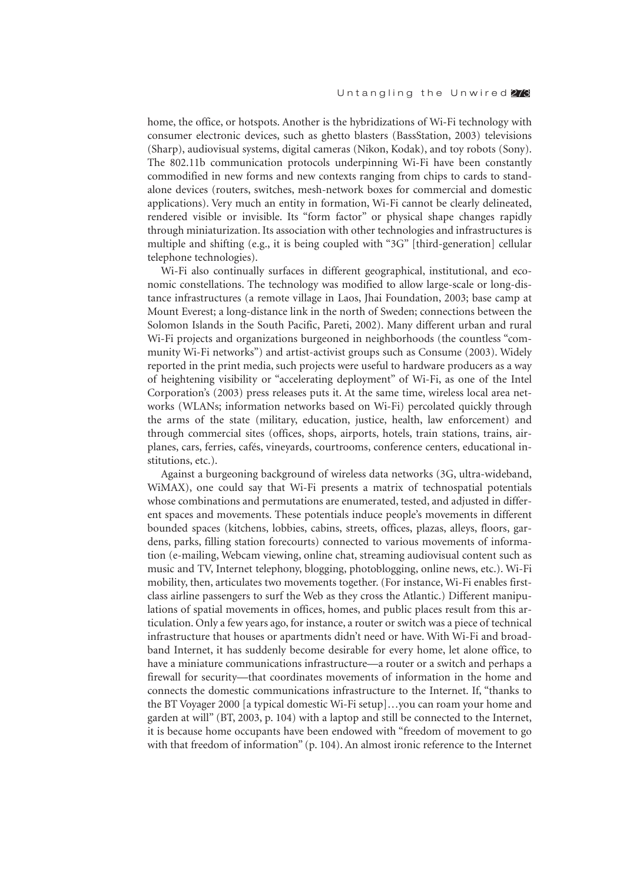home, the office, or hotspots. Another is the hybridizations of Wi-Fi technology with consumer electronic devices, such as ghetto blasters (BassStation, 2003) televisions (Sharp), audiovisual systems, digital cameras (Nikon, Kodak), and toy robots (Sony). The 802.11b communication protocols underpinning Wi-Fi have been constantly commodified in new forms and new contexts ranging from chips to cards to standalone devices (routers, switches, mesh-network boxes for commercial and domestic applications). Very much an entity in formation, Wi-Fi cannot be clearly delineated, rendered visible or invisible. Its "form factor" or physical shape changes rapidly through miniaturization. Its association with other technologies and infrastructures is multiple and shifting (e.g., it is being coupled with "3G" [third-generation] cellular telephone technologies).

Wi-Fi also continually surfaces in different geographical, institutional, and economic constellations. The technology was modified to allow large-scale or long-distance infrastructures (a remote village in Laos, Jhai Foundation, 2003; base camp at Mount Everest; a long-distance link in the north of Sweden; connections between the Solomon Islands in the South Pacific, Pareti, 2002). Many different urban and rural Wi-Fi projects and organizations burgeoned in neighborhoods (the countless "community Wi-Fi networks") and artist-activist groups such as Consume (2003). Widely reported in the print media, such projects were useful to hardware producers as a way of heightening visibility or "accelerating deployment" of Wi-Fi, as one of the Intel Corporation's (2003) press releases puts it. At the same time, wireless local area networks (WLANs; information networks based on Wi-Fi) percolated quickly through the arms of the state (military, education, justice, health, law enforcement) and through commercial sites (offices, shops, airports, hotels, train stations, trains, airplanes, cars, ferries, cafés, vineyards, courtrooms, conference centers, educational institutions, etc.).

Against a burgeoning background of wireless data networks (3G, ultra-wideband, WiMAX), one could say that Wi-Fi presents a matrix of technospatial potentials whose combinations and permutations are enumerated, tested, and adjusted in different spaces and movements. These potentials induce people's movements in different bounded spaces (kitchens, lobbies, cabins, streets, offices, plazas, alleys, floors, gardens, parks, filling station forecourts) connected to various movements of information (e-mailing, Webcam viewing, online chat, streaming audiovisual content such as music and TV, Internet telephony, blogging, photoblogging, online news, etc.). Wi-Fi mobility, then, articulates two movements together. (For instance, Wi-Fi enables first-class airline passengers to surf the Web as they cross the Atlantic.) Different manipulations of spatial movements in offices, homes, and public places result from this articulation. Only a few years ago, for instance, a router or switch was a piece of technical infrastructure that houses or apartments didn't need or have. With Wi-Fi and broadband Internet, it has suddenly become desirable for every home, let alone office, to have a miniature communications infrastructure—a router or a switch and perhaps a firewall for security—that coordinates movements of information in the home and connects the domestic communications infrastructure to the Internet. If, "thanks to the BT Voyager 2000 [a typical domestic Wi-Fi setup]…you can roam your home and garden at will" (BT, 2003, p. 104) with a laptop and still be connected to the Internet, it is because home occupants have been endowed with "freedom of movement to go with that freedom of information" (p. 104). An almost ironic reference to the Internet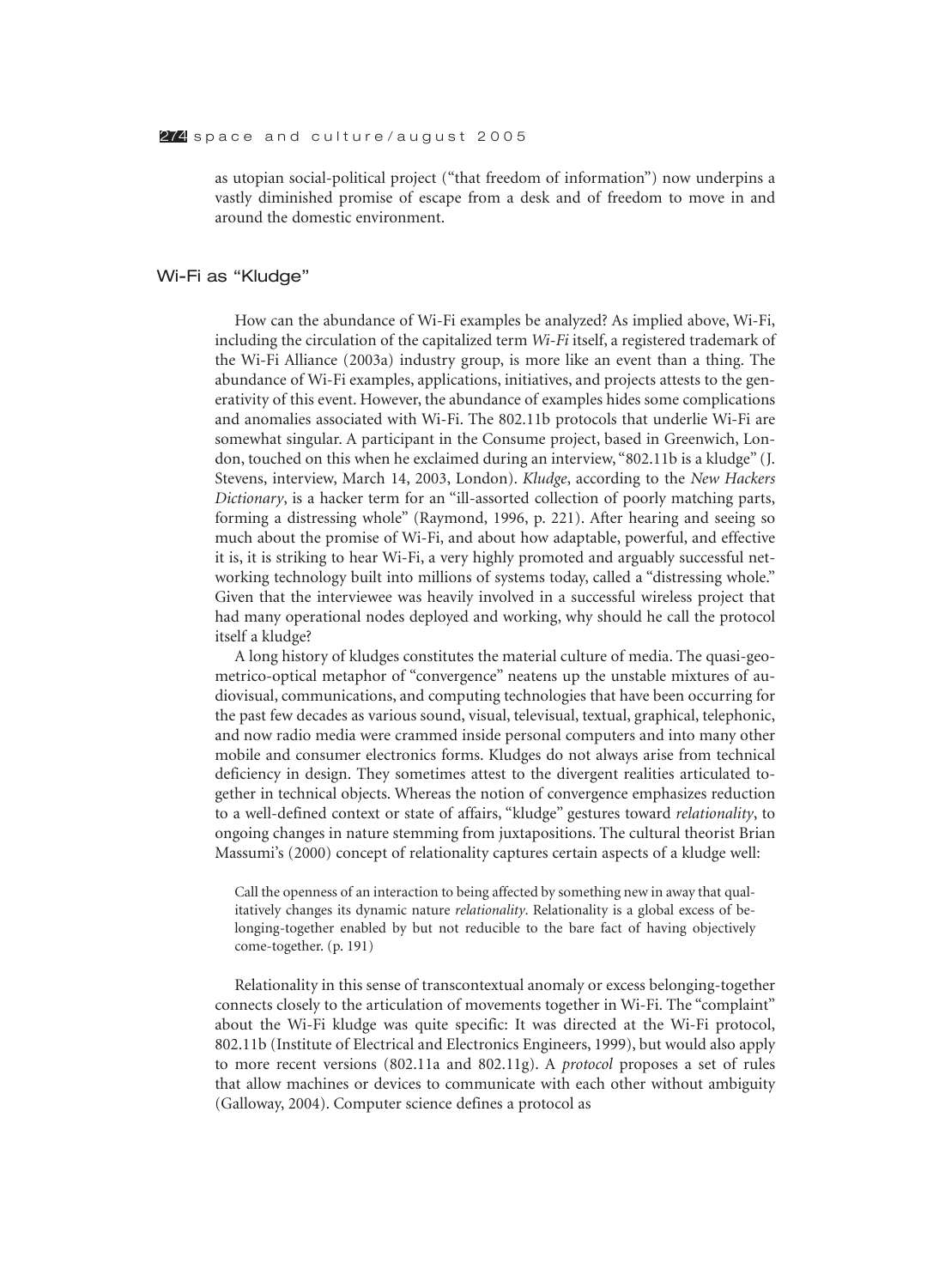as utopian social-political project ("that freedom of information") now underpins a vastly diminished promise of escape from a desk and of freedom to move in and around the domestic environment.

## Wi-Fi as "Kludge"

How can the abundance of Wi-Fi examples be analyzed? As implied above, Wi-Fi, including the circulation of the capitalized term *Wi-Fi* itself, a registered trademark of the Wi-Fi Alliance (2003a) industry group, is more like an event than a thing. The abundance of Wi-Fi examples, applications, initiatives, and projects attests to the generativity of this event. However, the abundance of examples hides some complications and anomalies associated with Wi-Fi. The 802.11b protocols that underlie Wi-Fi are somewhat singular. A participant in the Consume project, based in Greenwich, London, touched on this when he exclaimed during an interview, "802.11b is a kludge" (J. Stevens, interview, March 14, 2003, London). *Kludge*, according to the *New Hackers Dictionary*, is a hacker term for an "ill-assorted collection of poorly matching parts, forming a distressing whole" (Raymond, 1996, p. 221). After hearing and seeing so much about the promise of Wi-Fi, and about how adaptable, powerful, and effective it is, it is striking to hear Wi-Fi, a very highly promoted and arguably successful networking technology built into millions of systems today, called a "distressing whole." Given that the interviewee was heavily involved in a successful wireless project that had many operational nodes deployed and working, why should he call the protocol itself a kludge?

A long history of kludges constitutes the material culture of media. The quasi-geometrico-optical metaphor of "convergence" neatens up the unstable mixtures of audiovisual, communications, and computing technologies that have been occurring for the past few decades as various sound, visual, televisual, textual, graphical, telephonic, and now radio media were crammed inside personal computers and into many other mobile and consumer electronics forms. Kludges do not always arise from technical deficiency in design. They sometimes attest to the divergent realities articulated together in technical objects. Whereas the notion of convergence emphasizes reduction to a well-defined context or state of affairs, "kludge" gestures toward *relationality*, to ongoing changes in nature stemming from juxtapositions. The cultural theorist Brian Massumi's (2000) concept of relationality captures certain aspects of a kludge well:

> Call the openness of an interaction to being affected by something new in away that qualitatively changes its dynamic nature *relationality*. Relationality is a global excess of belonging-together enabled by but not reducible to the bare fact of having objectively come-together. (p. 191)

Relationality in this sense of transcontextual anomaly or excess belonging-together connects closely to the articulation of movements together in Wi-Fi. The "complaint" about the Wi-Fi kludge was quite specific: It was directed at the Wi-Fi protocol, 802.11b (Institute of Electrical and Electronics Engineers, 1999), but would also apply to more recent versions (802.11a and 802.11g). A *protocol* proposes a set of rules that allow machines or devices to communicate with each other without ambiguity (Galloway, 2004). Computer science defines a protocol as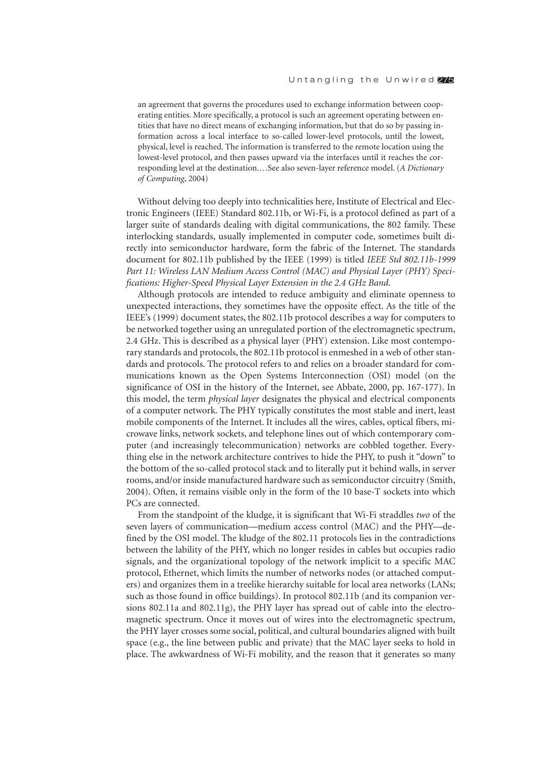> an agreement that governs the procedures used to exchange information between cooperating entities. More specifically, a protocol is such an agreement operating between entities that have no direct means of exchanging information, but that do so by passing information across a local interface to so-called lower-level protocols, until the lowest, physical, level is reached. The information is transferred to the remote location using the lowest-level protocol, and then passes upward via the interfaces until it reaches the corresponding level at the destination.…See also seven-layer reference model. (*A Dictionary of Computing*, 2004)

Without delving too deeply into technicalities here, Institute of Electrical and Electronic Engineers (IEEE) Standard 802.11b, or Wi-Fi, is a protocol defined as part of a larger suite of standards dealing with digital communications, the 802 family. These interlocking standards, usually implemented in computer code, sometimes built directly into semiconductor hardware, form the fabric of the Internet. The standards document for 802.11b published by the IEEE (1999) is titled *IEEE Std 802.11b-1999 Part 11: Wireless LAN Medium Access Control (MAC) and Physical Layer (PHY) Specifications: Higher-Speed Physical Layer Extension in the 2.4 GHz Band*.

Although protocols are intended to reduce ambiguity and eliminate openness to unexpected interactions, they sometimes have the opposite effect. As the title of the IEEE's (1999) document states, the 802.11b protocol describes a way for computers to be networked together using an unregulated portion of the electromagnetic spectrum, 2.4 GHz. This is described as a physical layer (PHY) extension. Like most contemporary standards and protocols, the 802.11b protocol is enmeshed in a web of other standards and protocols. The protocol refers to and relies on a broader standard for communications known as the Open Systems Interconnection (OSI) model (on the significance of OSI in the history of the Internet, see Abbate, 2000, pp. 167-177). In this model, the term *physical layer* designates the physical and electrical components of a computer network. The PHY typically constitutes the most stable and inert, least mobile components of the Internet. It includes all the wires, cables, optical fibers, microwave links, network sockets, and telephone lines out of which contemporary computer (and increasingly telecommunication) networks are cobbled together. Everything else in the network architecture contrives to hide the PHY, to push it "down" to the bottom of the so-called protocol stack and to literally put it behind walls, in server rooms, and/or inside manufactured hardware such as semiconductor circuitry (Smith, 2004). Often, it remains visible only in the form of the 10 base-T sockets into which PCs are connected.

From the standpoint of the kludge, it is significant that Wi-Fi straddles *two* of the seven layers of communication—medium access control (MAC) and the PHY—defined by the OSI model. The kludge of the 802.11 protocols lies in the contradictions between the lability of the PHY, which no longer resides in cables but occupies radio signals, and the organizational topology of the network implicit to a specific MAC protocol, Ethernet, which limits the number of networks nodes (or attached computers) and organizes them in a treelike hierarchy suitable for local area networks (LANs; such as those found in office buildings). In protocol 802.11b (and its companion versions 802.11a and 802.11g), the PHY layer has spread out of cable into the electromagnetic spectrum. Once it moves out of wires into the electromagnetic spectrum, the PHY layer crosses some social, political, and cultural boundaries aligned with built space (e.g., the line between public and private) that the MAC layer seeks to hold in place. The awkwardness of Wi-Fi mobility, and the reason that it generates so many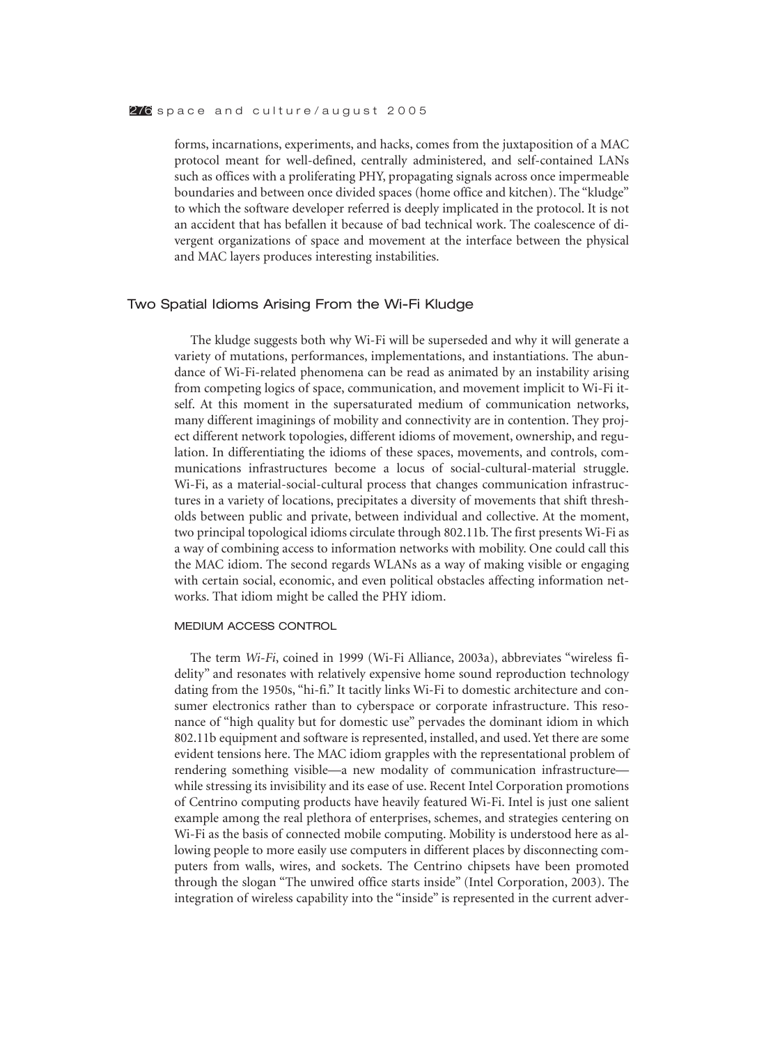forms, incarnations, experiments, and hacks, comes from the juxtaposition of a MAC protocol meant for well-defined, centrally administered, and self-contained LANs such as offices with a proliferating PHY, propagating signals across once impermeable boundaries and between once divided spaces (home office and kitchen). The "kludge" to which the software developer referred is deeply implicated in the protocol. It is not an accident that has befallen it because of bad technical work. The coalescence of divergent organizations of space and movement at the interface between the physical and MAC layers produces interesting instabilities.

## Two Spatial Idioms Arising From the Wi-Fi Kludge

The kludge suggests both why Wi-Fi will be superseded and why it will generate a variety of mutations, performances, implementations, and instantiations. The abundance of Wi-Fi-related phenomena can be read as animated by an instability arising from competing logics of space, communication, and movement implicit to Wi-Fi itself. At this moment in the supersaturated medium of communication networks, many different imaginings of mobility and connectivity are in contention. They project different network topologies, different idioms of movement, ownership, and regulation. In differentiating the idioms of these spaces, movements, and controls, communications infrastructures become a locus of social-cultural-material struggle. Wi-Fi, as a material-social-cultural process that changes communication infrastructures in a variety of locations, precipitates a diversity of movements that shift thresholds between public and private, between individual and collective. At the moment, two principal topological idioms circulate through 802.11b. The first presents Wi-Fi as a way of combining access to information networks with mobility. One could call this the MAC idiom. The second regards WLANs as a way of making visible or engaging with certain social, economic, and even political obstacles affecting information networks. That idiom might be called the PHY idiom.

### MEDIUM ACCESS CONTROL

The term *Wi-Fi*, coined in 1999 (Wi-Fi Alliance, 2003a), abbreviates "wireless fidelity" and resonates with relatively expensive home sound reproduction technology dating from the 1950s, "hi-fi." It tacitly links Wi-Fi to domestic architecture and consumer electronics rather than to cyberspace or corporate infrastructure. This resonance of "high quality but for domestic use" pervades the dominant idiom in which 802.11b equipment and software is represented, installed, and used. Yet there are some evident tensions here. The MAC idiom grapples with the representational problem of rendering something visible—a new modality of communication infrastructure—while stressing its invisibility and its ease of use. Recent Intel Corporation promotions of Centrino computing products have heavily featured Wi-Fi. Intel is just one salient example among the real plethora of enterprises, schemes, and strategies centering on Wi-Fi as the basis of connected mobile computing. Mobility is understood here as allowing people to more easily use computers in different places by disconnecting computers from walls, wires, and sockets. The Centrino chipsets have been promoted through the slogan "The unwired office starts inside" (Intel Corporation, 2003). The integration of wireless capability into the "inside" is represented in the current adver-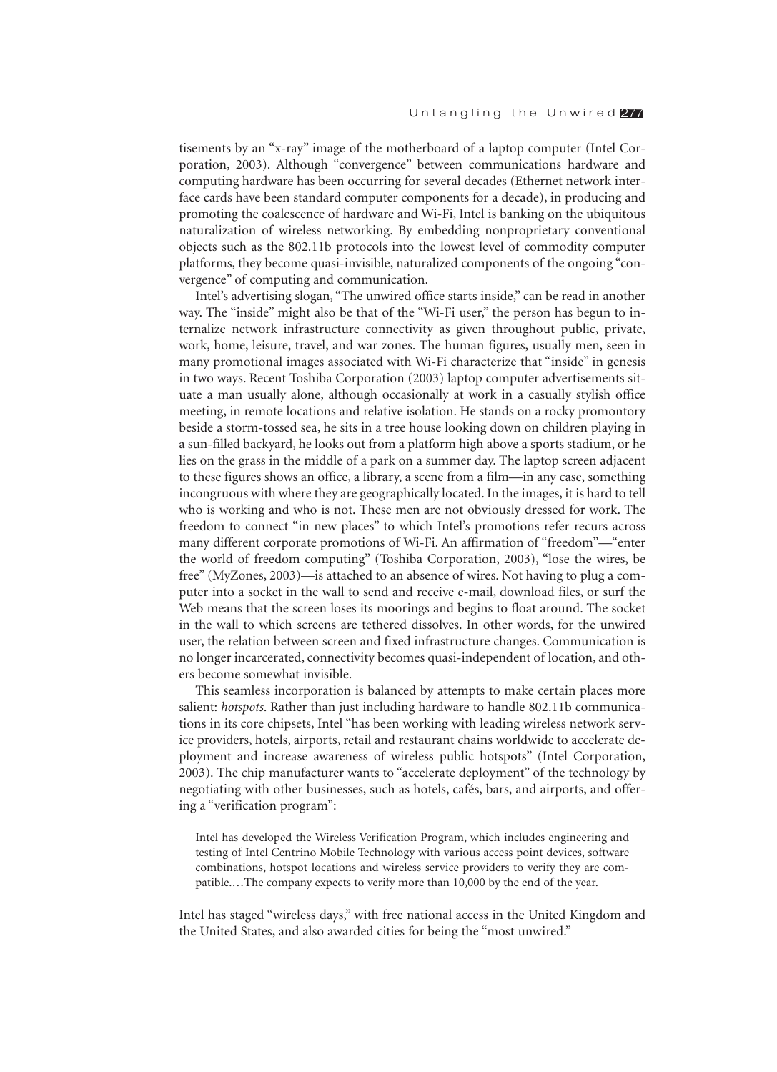tisements by an "x-ray" image of the motherboard of a laptop computer (Intel Corporation, 2003). Although "convergence" between communications hardware and computing hardware has been occurring for several decades (Ethernet network interface cards have been standard computer components for a decade), in producing and promoting the coalescence of hardware and Wi-Fi, Intel is banking on the ubiquitous naturalization of wireless networking. By embedding nonproprietary conventional objects such as the 802.11b protocols into the lowest level of commodity computer platforms, they become quasi-invisible, naturalized components of the ongoing "convergence" of computing and communication.

Intel's advertising slogan, "The unwired office starts inside," can be read in another way. The "inside" might also be that of the "Wi-Fi user," the person has begun to internalize network infrastructure connectivity as given throughout public, private, work, home, leisure, travel, and war zones. The human figures, usually men, seen in many promotional images associated with Wi-Fi characterize that "inside" in genesis in two ways. Recent Toshiba Corporation (2003) laptop computer advertisements situate a man usually alone, although occasionally at work in a casually stylish office meeting, in remote locations and relative isolation. He stands on a rocky promontory beside a storm-tossed sea, he sits in a tree house looking down on children playing in a sun-filled backyard, he looks out from a platform high above a sports stadium, or he lies on the grass in the middle of a park on a summer day. The laptop screen adjacent to these figures shows an office, a library, a scene from a film—in any case, something incongruous with where they are geographically located. In the images, it is hard to tell who is working and who is not. These men are not obviously dressed for work. The freedom to connect "in new places" to which Intel's promotions refer recurs across many different corporate promotions of Wi-Fi. An affirmation of "freedom"—"enter the world of freedom computing" (Toshiba Corporation, 2003), "lose the wires, be free" (MyZones, 2003)—is attached to an absence of wires. Not having to plug a computer into a socket in the wall to send and receive e-mail, download files, or surf the Web means that the screen loses its moorings and begins to float around. The socket in the wall to which screens are tethered dissolves. In other words, for the unwired user, the relation between screen and fixed infrastructure changes. Communication is no longer incarcerated, connectivity becomes quasi-independent of location, and others become somewhat invisible.

This seamless incorporation is balanced by attempts to make certain places more salient: *hotspots*. Rather than just including hardware to handle 802.11b communications in its core chipsets, Intel "has been working with leading wireless network service providers, hotels, airports, retail and restaurant chains worldwide to accelerate deployment and increase awareness of wireless public hotspots" (Intel Corporation, 2003). The chip manufacturer wants to "accelerate deployment" of the technology by negotiating with other businesses, such as hotels, cafés, bars, and airports, and offering a "verification program":

> Intel has developed the Wireless Verification Program, which includes engineering and testing of Intel Centrino Mobile Technology with various access point devices, software combinations, hotspot locations and wireless service providers to verify they are compatible.…The company expects to verify more than 10,000 by the end of the year.

Intel has staged "wireless days," with free national access in the United Kingdom and the United States, and also awarded cities for being the "most unwired."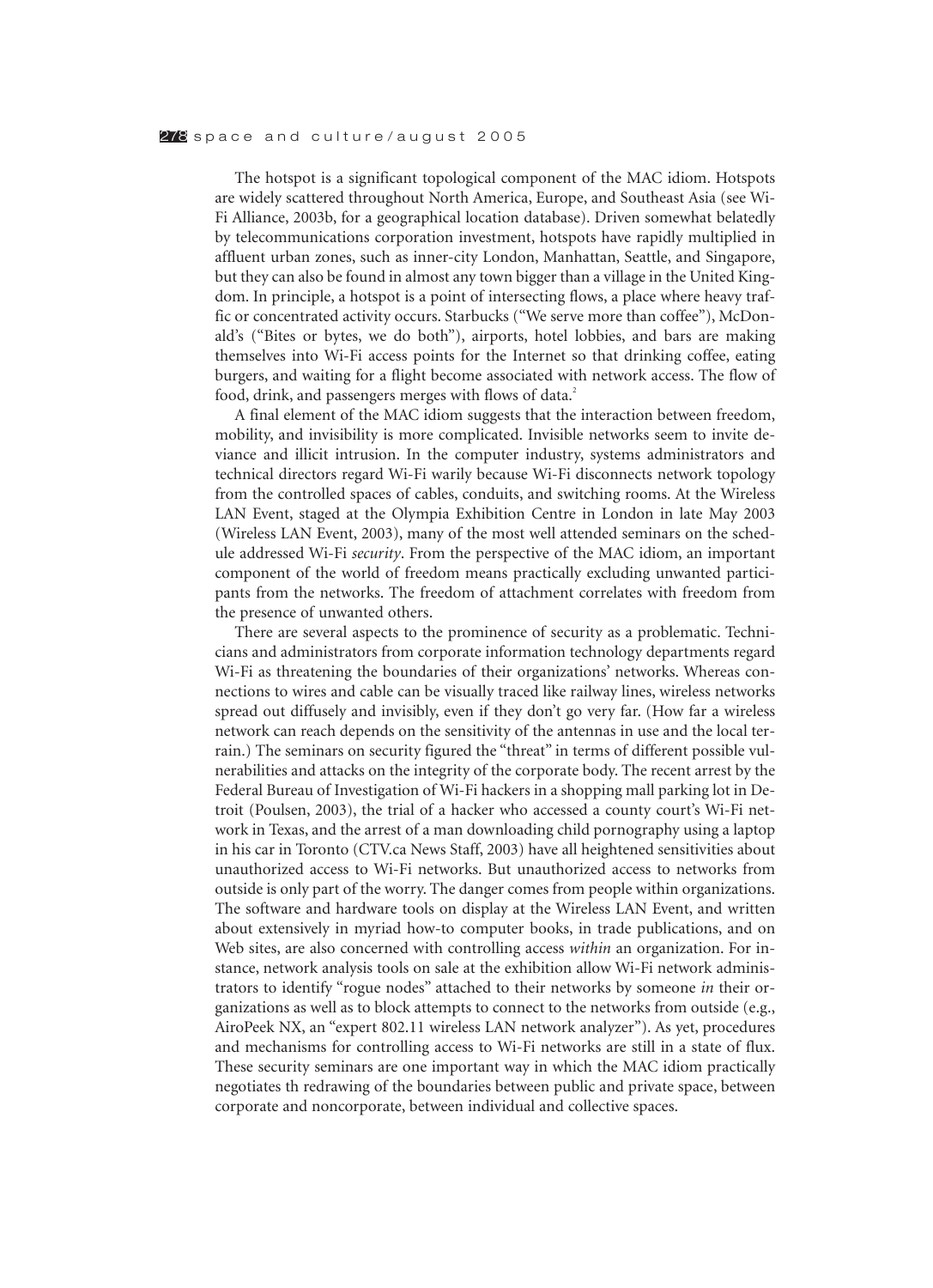The hotspot is a significant topological component of the MAC idiom. Hotspots are widely scattered throughout North America, Europe, and Southeast Asia (see Wi-Fi Alliance, 2003b, for a geographical location database). Driven somewhat belatedly by telecommunications corporation investment, hotspots have rapidly multiplied in affluent urban zones, such as inner-city London, Manhattan, Seattle, and Singapore, but they can also be found in almost any town bigger than a village in the United Kingdom. In principle, a hotspot is a point of intersecting flows, a place where heavy traffic or concentrated activity occurs. Starbucks ("We serve more than coffee"), McDonald's ("Bites or bytes, we do both"), airports, hotel lobbies, and bars are making themselves into Wi-Fi access points for the Internet so that drinking coffee, eating burgers, and waiting for a flight become associated with network access. The flow of food, drink, and passengers merges with flows of data.[2]

A final element of the MAC idiom suggests that the interaction between freedom, mobility, and invisibility is more complicated. Invisible networks seem to invite deviance and illicit intrusion. In the computer industry, systems administrators and technical directors regard Wi-Fi warily because Wi-Fi disconnects network topology from the controlled spaces of cables, conduits, and switching rooms. At the Wireless LAN Event, staged at the Olympia Exhibition Centre in London in late May 2003 (Wireless LAN Event, 2003), many of the most well attended seminars on the schedule addressed Wi-Fi *security*. From the perspective of the MAC idiom, an important component of the world of freedom means practically excluding unwanted participants from the networks. The freedom of attachment correlates with freedom from the presence of unwanted others.

There are several aspects to the prominence of security as a problematic. Technicians and administrators from corporate information technology departments regard Wi-Fi as threatening the boundaries of their organizations' networks. Whereas connections to wires and cable can be visually traced like railway lines, wireless networks spread out diffusely and invisibly, even if they don't go very far. (How far a wireless network can reach depends on the sensitivity of the antennas in use and the local terrain.) The seminars on security figured the "threat" in terms of different possible vulnerabilities and attacks on the integrity of the corporate body. The recent arrest by the Federal Bureau of Investigation of Wi-Fi hackers in a shopping mall parking lot in Detroit (Poulsen, 2003), the trial of a hacker who accessed a county court's Wi-Fi network in Texas, and the arrest of a man downloading child pornography using a laptop in his car in Toronto (CTV.ca News Staff, 2003) have all heightened sensitivities about unauthorized access to Wi-Fi networks. But unauthorized access to networks from outside is only part of the worry. The danger comes from people within organizations. The software and hardware tools on display at the Wireless LAN Event, and written about extensively in myriad how-to computer books, in trade publications, and on Web sites, are also concerned with controlling access *within* an organization. For instance, network analysis tools on sale at the exhibition allow Wi-Fi network administrators to identify "rogue nodes" attached to their networks by someone *in* their organizations as well as to block attempts to connect to the networks from outside (e.g., AiroPeek NX, an "expert 802.11 wireless LAN network analyzer"). As yet, procedures and mechanisms for controlling access to Wi-Fi networks are still in a state of flux. These security seminars are one important way in which the MAC idiom practically negotiates th redrawing of the boundaries between public and private space, between corporate and noncorporate, between individual and collective spaces.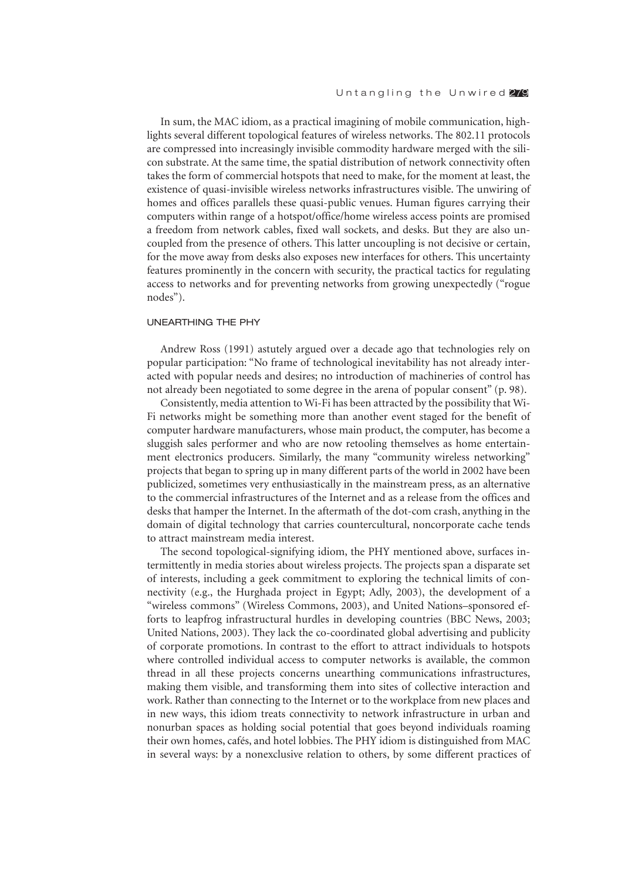In sum, the MAC idiom, as a practical imagining of mobile communication, highlights several different topological features of wireless networks. The 802.11 protocols are compressed into increasingly invisible commodity hardware merged with the silicon substrate. At the same time, the spatial distribution of network connectivity often takes the form of commercial hotspots that need to make, for the moment at least, the existence of quasi-invisible wireless networks infrastructures visible. The unwiring of homes and offices parallels these quasi-public venues. Human figures carrying their computers within range of a hotspot/office/home wireless access points are promised a freedom from network cables, fixed wall sockets, and desks. But they are also uncoupled from the presence of others. This latter uncoupling is not decisive or certain, for the move away from desks also exposes new interfaces for others. This uncertainty features prominently in the concern with security, the practical tactics for regulating access to networks and for preventing networks from growing unexpectedly ("rogue nodes").

## UNEARTHING THE PHY

Andrew Ross (1991) astutely argued over a decade ago that technologies rely on popular participation: "No frame of technological inevitability has not already interacted with popular needs and desires; no introduction of machineries of control has not already been negotiated to some degree in the arena of popular consent" (p. 98).

Consistently, media attention to Wi-Fi has been attracted by the possibility that Wi-Fi networks might be something more than another event staged for the benefit of computer hardware manufacturers, whose main product, the computer, has become a sluggish sales performer and who are now retooling themselves as home entertainment electronics producers. Similarly, the many "community wireless networking" projects that began to spring up in many different parts of the world in 2002 have been publicized, sometimes very enthusiastically in the mainstream press, as an alternative to the commercial infrastructures of the Internet and as a release from the offices and desks that hamper the Internet. In the aftermath of the dot-com crash, anything in the domain of digital technology that carries countercultural, noncorporate cache tends to attract mainstream media interest.

The second topological-signifying idiom, the PHY mentioned above, surfaces intermittently in media stories about wireless projects. The projects span a disparate set of interests, including a geek commitment to exploring the technical limits of connectivity (e.g., the Hurghada project in Egypt; Adly, 2003), the development of a "wireless commons" (Wireless Commons, 2003), and United Nations–sponsored efforts to leapfrog infrastructural hurdles in developing countries (BBC News, 2003; United Nations, 2003). They lack the co-coordinated global advertising and publicity of corporate promotions. In contrast to the effort to attract individuals to hotspots where controlled individual access to computer networks is available, the common thread in all these projects concerns unearthing communications infrastructures, making them visible, and transforming them into sites of collective interaction and work. Rather than connecting to the Internet or to the workplace from new places and in new ways, this idiom treats connectivity to network infrastructure in urban and nonurban spaces as holding social potential that goes beyond individuals roaming their own homes, cafés, and hotel lobbies. The PHY idiom is distinguished from MAC in several ways: by a nonexclusive relation to others, by some different practices of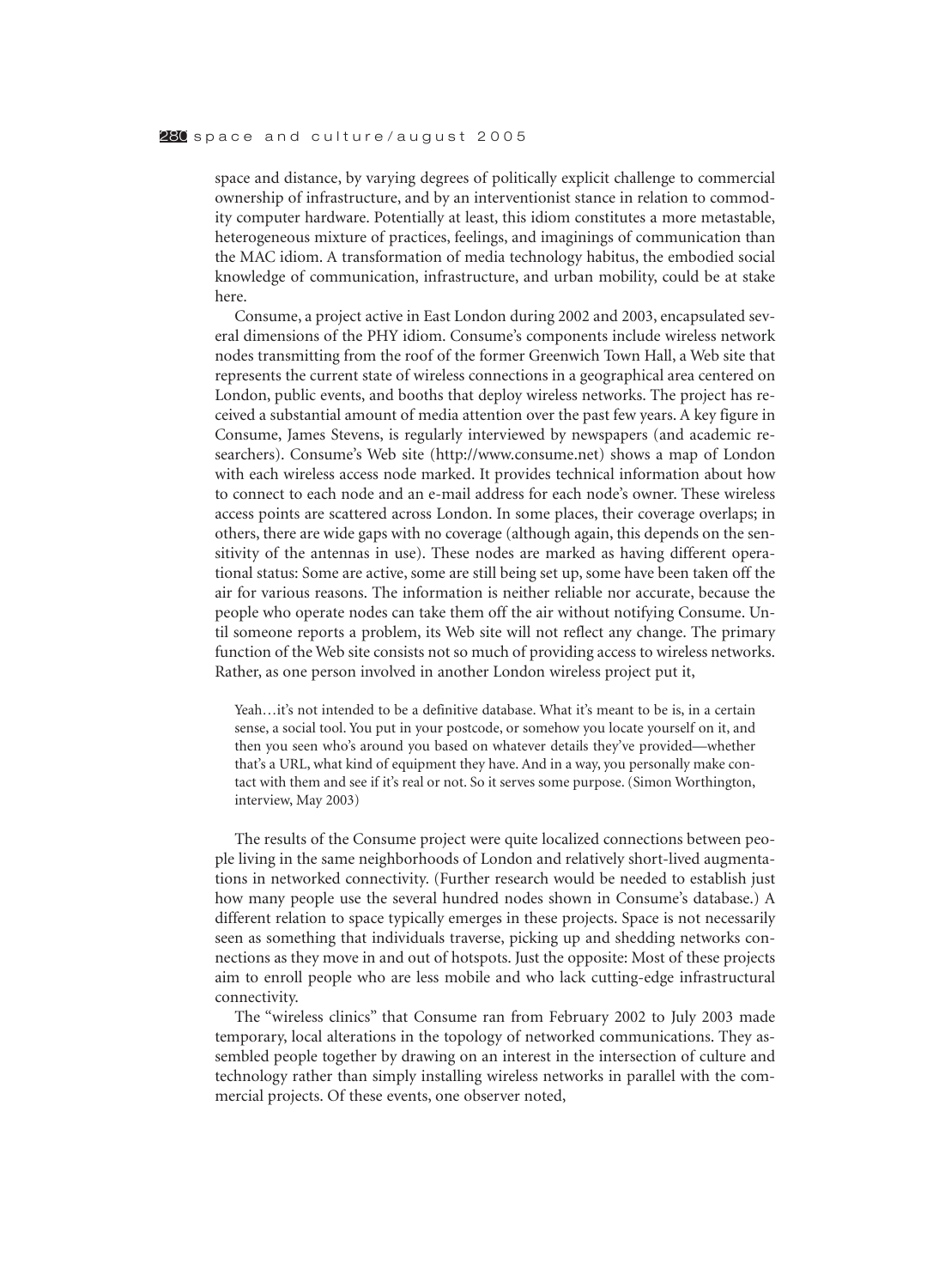space and distance, by varying degrees of politically explicit challenge to commercial ownership of infrastructure, and by an interventionist stance in relation to commodity computer hardware. Potentially at least, this idiom constitutes a more metastable, heterogeneous mixture of practices, feelings, and imaginings of communication than the MAC idiom. A transformation of media technology habitus, the embodied social knowledge of communication, infrastructure, and urban mobility, could be at stake here.

Consume, a project active in East London during 2002 and 2003, encapsulated several dimensions of the PHY idiom. Consume's components include wireless network nodes transmitting from the roof of the former Greenwich Town Hall, a Web site that represents the current state of wireless connections in a geographical area centered on London, public events, and booths that deploy wireless networks. The project has received a substantial amount of media attention over the past few years. A key figure in Consume, James Stevens, is regularly interviewed by newspapers (and academic researchers). Consume's Web site (http://www.consume.net) shows a map of London with each wireless access node marked. It provides technical information about how to connect to each node and an e-mail address for each node's owner. These wireless access points are scattered across London. In some places, their coverage overlaps; in others, there are wide gaps with no coverage (although again, this depends on the sensitivity of the antennas in use). These nodes are marked as having different operational status: Some are active, some are still being set up, some have been taken off the air for various reasons. The information is neither reliable nor accurate, because the people who operate nodes can take them off the air without notifying Consume. Until someone reports a problem, its Web site will not reflect any change. The primary function of the Web site consists not so much of providing access to wireless networks. Rather, as one person involved in another London wireless project put it,

> Yeah…it's not intended to be a definitive database. What it's meant to be is, in a certain sense, a social tool. You put in your postcode, or somehow you locate yourself on it, and then you seen who's around you based on whatever details they've provided—whether that's a URL, what kind of equipment they have. And in a way, you personally make contact with them and see if it's real or not. So it serves some purpose. (Simon Worthington, interview, May 2003)

The results of the Consume project were quite localized connections between people living in the same neighborhoods of London and relatively short-lived augmentations in networked connectivity. (Further research would be needed to establish just how many people use the several hundred nodes shown in Consume's database.) A different relation to space typically emerges in these projects. Space is not necessarily seen as something that individuals traverse, picking up and shedding networks connections as they move in and out of hotspots. Just the opposite: Most of these projects aim to enroll people who are less mobile and who lack cutting-edge infrastructural connectivity.

The "wireless clinics" that Consume ran from February 2002 to July 2003 made temporary, local alterations in the topology of networked communications. They assembled people together by drawing on an interest in the intersection of culture and technology rather than simply installing wireless networks in parallel with the commercial projects. Of these events, one observer noted,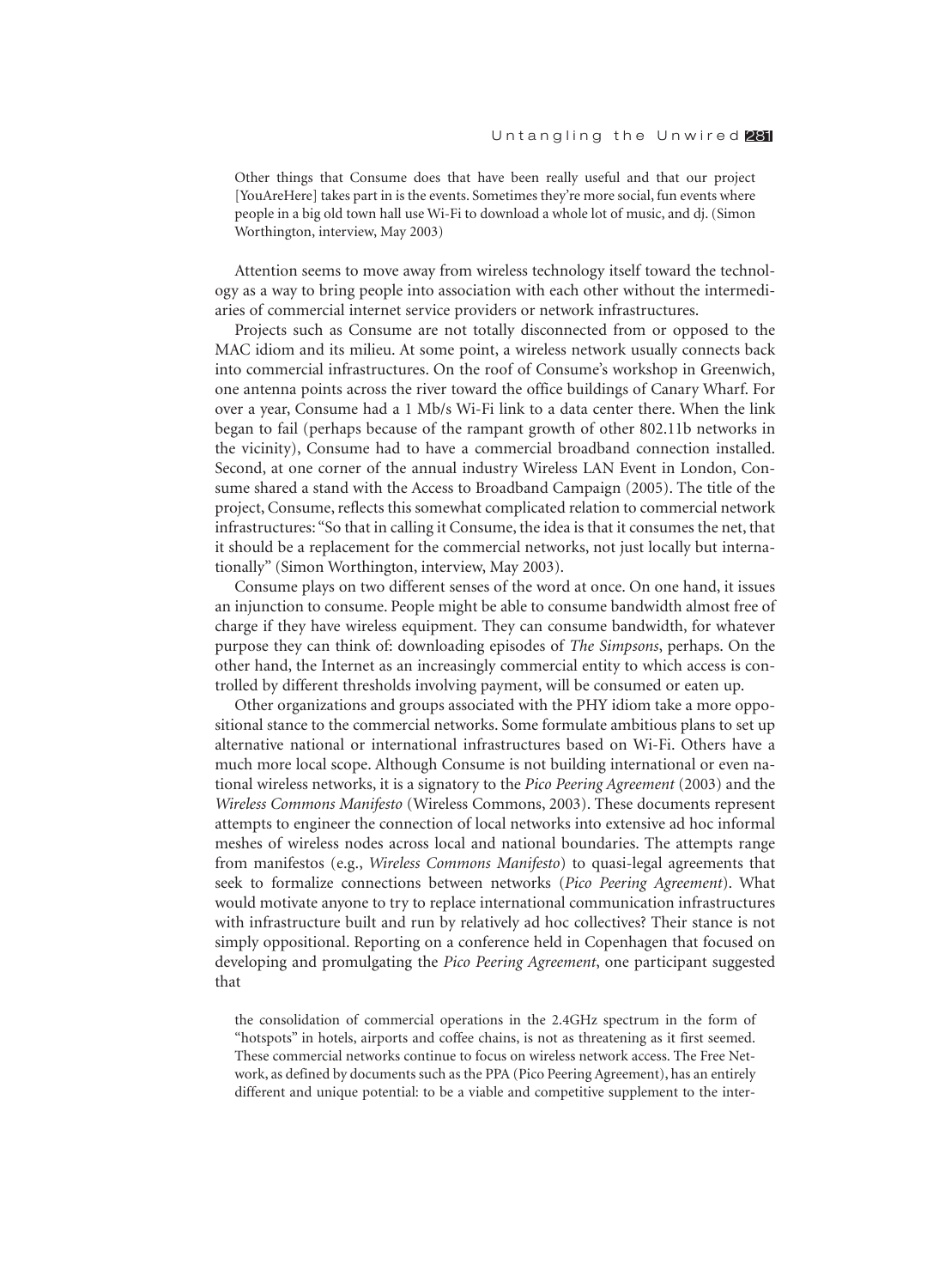> Other things that Consume does that have been really useful and that our project [YouAreHere] takes part in is the events. Sometimes they're more social, fun events where people in a big old town hall use Wi-Fi to download a whole lot of music, and dj. (Simon Worthington, interview, May 2003)

Attention seems to move away from wireless technology itself toward the technology as a way to bring people into association with each other without the intermediaries of commercial internet service providers or network infrastructures.

Projects such as Consume are not totally disconnected from or opposed to the MAC idiom and its milieu. At some point, a wireless network usually connects back into commercial infrastructures. On the roof of Consume's workshop in Greenwich, one antenna points across the river toward the office buildings of Canary Wharf. For over a year, Consume had a 1 Mb/s Wi-Fi link to a data center there. When the link began to fail (perhaps because of the rampant growth of other 802.11b networks in the vicinity), Consume had to have a commercial broadband connection installed. Second, at one corner of the annual industry Wireless LAN Event in London, Consume shared a stand with the Access to Broadband Campaign (2005). The title of the project, Consume, reflects this somewhat complicated relation to commercial network infrastructures: "So that in calling it Consume, the idea is that it consumes the net, that it should be a replacement for the commercial networks, not just locally but internationally" (Simon Worthington, interview, May 2003).

Consume plays on two different senses of the word at once. On one hand, it issues an injunction to consume. People might be able to consume bandwidth almost free of charge if they have wireless equipment. They can consume bandwidth, for whatever purpose they can think of: downloading episodes of *The Simpsons*, perhaps. On the other hand, the Internet as an increasingly commercial entity to which access is controlled by different thresholds involving payment, will be consumed or eaten up.

Other organizations and groups associated with the PHY idiom take a more oppositional stance to the commercial networks. Some formulate ambitious plans to set up alternative national or international infrastructures based on Wi-Fi. Others have a much more local scope. Although Consume is not building international or even national wireless networks, it is a signatory to the *Pico Peering Agreement* (2003) and the *Wireless Commons Manifesto* (Wireless Commons, 2003). These documents represent attempts to engineer the connection of local networks into extensive ad hoc informal meshes of wireless nodes across local and national boundaries. The attempts range from manifestos (e.g., *Wireless Commons Manifesto*) to quasi-legal agreements that seek to formalize connections between networks (*Pico Peering Agreement*). What would motivate anyone to try to replace international communication infrastructures with infrastructure built and run by relatively ad hoc collectives? Their stance is not simply oppositional. Reporting on a conference held in Copenhagen that focused on developing and promulgating the *Pico Peering Agreement*, one participant suggested that

> the consolidation of commercial operations in the 2.4GHz spectrum in the form of "hotspots" in hotels, airports and coffee chains, is not as threatening as it first seemed. These commercial networks continue to focus on wireless network access. The Free Network, as defined by documents such as the PPA (Pico Peering Agreement), has an entirely different and unique potential: to be a viable and competitive supplement to the inter-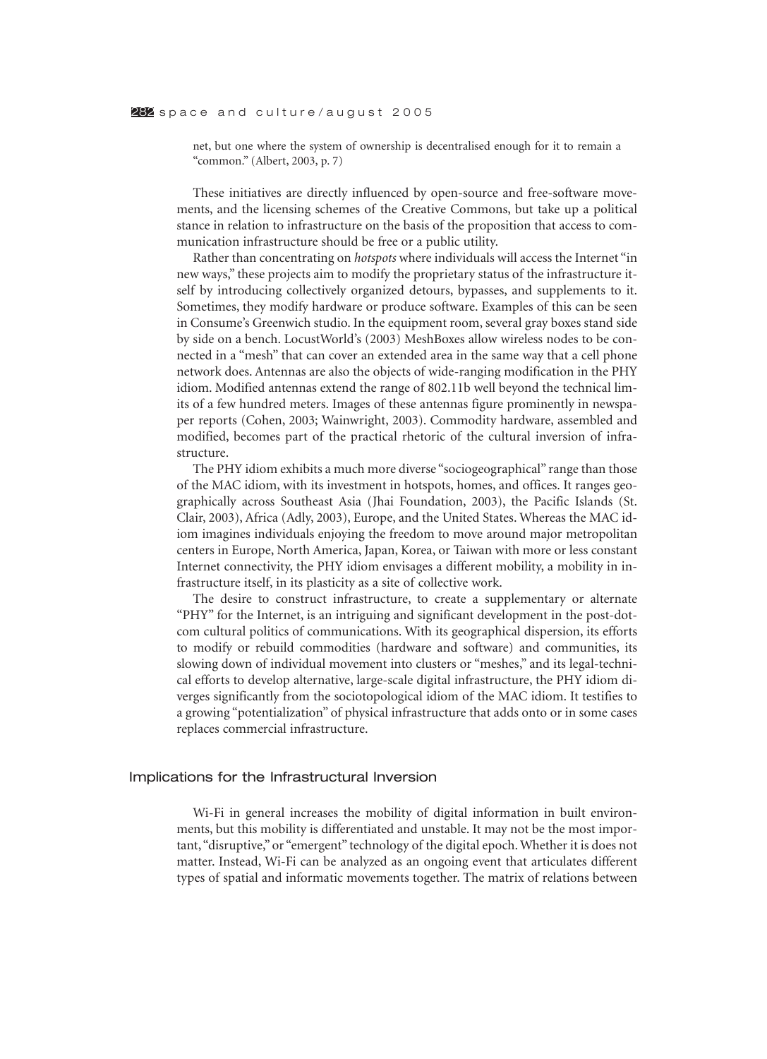net, but one where the system of ownership is decentralised enough for it to remain a "common." (Albert, 2003, p. 7)

These initiatives are directly influenced by open-source and free-software movements, and the licensing schemes of the Creative Commons, but take up a political stance in relation to infrastructure on the basis of the proposition that access to communication infrastructure should be free or a public utility.

Rather than concentrating on *hotspots* where individuals will access the Internet "in new ways," these projects aim to modify the proprietary status of the infrastructure itself by introducing collectively organized detours, bypasses, and supplements to it. Sometimes, they modify hardware or produce software. Examples of this can be seen in Consume's Greenwich studio. In the equipment room, several gray boxes stand side by side on a bench. LocustWorld's (2003) MeshBoxes allow wireless nodes to be connected in a "mesh" that can cover an extended area in the same way that a cell phone network does. Antennas are also the objects of wide-ranging modification in the PHY idiom. Modified antennas extend the range of 802.11b well beyond the technical limits of a few hundred meters. Images of these antennas figure prominently in newspaper reports (Cohen, 2003; Wainwright, 2003). Commodity hardware, assembled and modified, becomes part of the practical rhetoric of the cultural inversion of infrastructure.

The PHY idiom exhibits a much more diverse "sociogeographical" range than those of the MAC idiom, with its investment in hotspots, homes, and offices. It ranges geographically across Southeast Asia (Jhai Foundation, 2003), the Pacific Islands (St. Clair, 2003), Africa (Adly, 2003), Europe, and the United States. Whereas the MAC idiom imagines individuals enjoying the freedom to move around major metropolitan centers in Europe, North America, Japan, Korea, or Taiwan with more or less constant Internet connectivity, the PHY idiom envisages a different mobility, a mobility in infrastructure itself, in its plasticity as a site of collective work.

The desire to construct infrastructure, to create a supplementary or alternate "PHY" for the Internet, is an intriguing and significant development in the post-dotcom cultural politics of communications. With its geographical dispersion, its efforts to modify or rebuild commodities (hardware and software) and communities, its slowing down of individual movement into clusters or "meshes," and its legal-technical efforts to develop alternative, large-scale digital infrastructure, the PHY idiom diverges significantly from the sociotopological idiom of the MAC idiom. It testifies to a growing "potentialization" of physical infrastructure that adds onto or in some cases replaces commercial infrastructure.

## Implications for the Infrastructural Inversion

Wi-Fi in general increases the mobility of digital information in built environments, but this mobility is differentiated and unstable. It may not be the most important, "disruptive," or "emergent" technology of the digital epoch. Whether it is does not matter. Instead, Wi-Fi can be analyzed as an ongoing event that articulates different types of spatial and informatic movements together. The matrix of relations between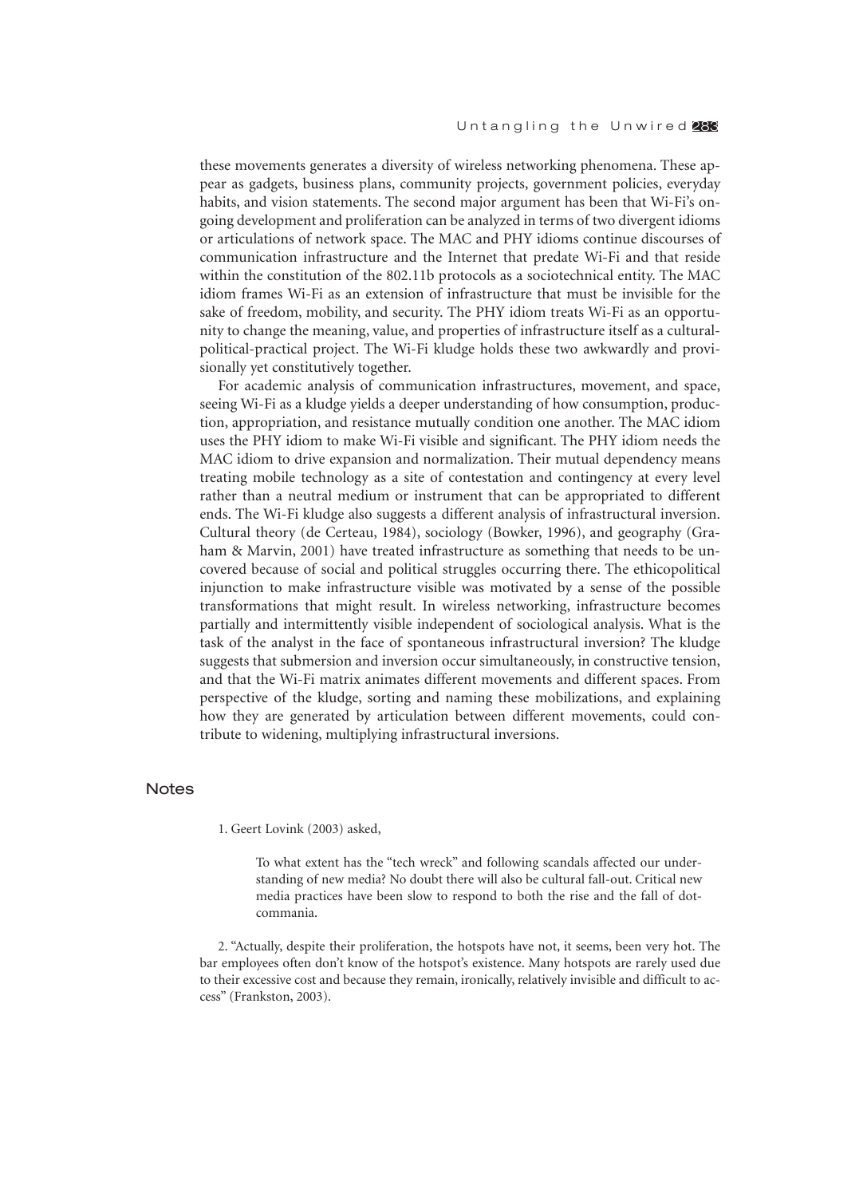these movements generates a diversity of wireless networking phenomena. These appear as gadgets, business plans, community projects, government policies, everyday habits, and vision statements. The second major argument has been that Wi-Fi's ongoing development and proliferation can be analyzed in terms of two divergent idioms or articulations of network space. The MAC and PHY idioms continue discourses of communication infrastructure and the Internet that predate Wi-Fi and that reside within the constitution of the 802.11b protocols as a sociotechnical entity. The MAC idiom frames Wi-Fi as an extension of infrastructure that must be invisible for the sake of freedom, mobility, and security. The PHY idiom treats Wi-Fi as an opportunity to change the meaning, value, and properties of infrastructure itself as a cultural-political-practical project. The Wi-Fi kludge holds these two awkwardly and provisionally yet constitutively together.

For academic analysis of communication infrastructures, movement, and space, seeing Wi-Fi as a kludge yields a deeper understanding of how consumption, production, appropriation, and resistance mutually condition one another. The MAC idiom uses the PHY idiom to make Wi-Fi visible and significant. The PHY idiom needs the MAC idiom to drive expansion and normalization. Their mutual dependency means treating mobile technology as a site of contestation and contingency at every level rather than a neutral medium or instrument that can be appropriated to different ends. The Wi-Fi kludge also suggests a different analysis of infrastructural inversion. Cultural theory (de Certeau, 1984), sociology (Bowker, 1996), and geography (Graham & Marvin, 2001) have treated infrastructure as something that needs to be uncovered because of social and political struggles occurring there. The ethicopolitical injunction to make infrastructure visible was motivated by a sense of the possible transformations that might result. In wireless networking, infrastructure becomes partially and intermittently visible independent of sociological analysis. What is the task of the analyst in the face of spontaneous infrastructural inversion? The kludge suggests that submersion and inversion occur simultaneously, in constructive tension, and that the Wi-Fi matrix animates different movements and different spaces. From perspective of the kludge, sorting and naming these mobilizations, and explaining how they are generated by articulation between different movements, could contribute to widening, multiplying infrastructural inversions.

## Notes

1. Geert Lovink (2003) asked,

> To what extent has the "tech wreck" and following scandals affected our understanding of new media? No doubt there will also be cultural fall-out. Critical new media practices have been slow to respond to both the rise and the fall of dotcommania.

2. "Actually, despite their proliferation, the hotspots have not, it seems, been very hot. The bar employees often don't know of the hotspot's existence. Many hotspots are rarely used due to their excessive cost and because they remain, ironically, relatively invisible and difficult to access" (Frankston, 2003).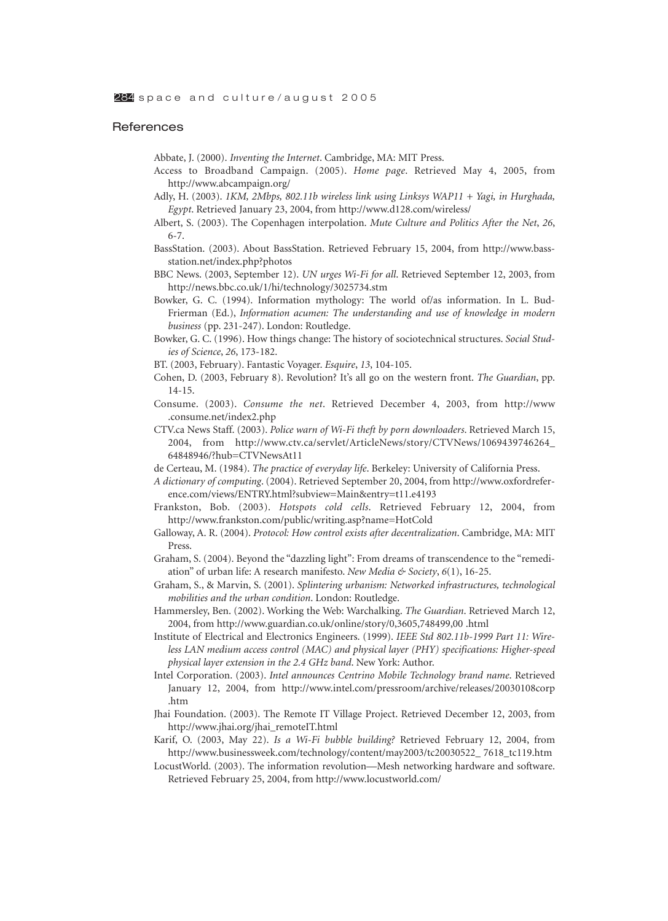## References

Abbate, J. (2000). *Inventing the Internet*. Cambridge, MA: MIT Press.

Access to Broadband Campaign. (2005). *Home page*. Retrieved May 4, 2005, from http://www.abcampaign.org/

Adly, H. (2003). *1KM, 2Mbps, 802.11b wireless link using Linksys WAP11 + Yagi, in Hurghada, Egypt*. Retrieved January 23, 2004, from http://www.d128.com/wireless/

Albert, S. (2003). The Copenhagen interpolation. *Mute Culture and Politics After the Net*, *26*, 6-7.

BassStation. (2003). About BassStation. Retrieved February 15, 2004, from http://www.bassstation.net/index.php?photos

BBC News. (2003, September 12). *UN urges Wi-Fi for all*. Retrieved September 12, 2003, from http://news.bbc.co.uk/1/hi/technology/3025734.stm

Bowker, G. C. (1994). Information mythology: The world of/as information. In L. Bud-Frierman (Ed.), *Information acumen: The understanding and use of knowledge in modern business* (pp. 231-247). London: Routledge.

Bowker, G. C. (1996). How things change: The history of sociotechnical structures. *Social Studies of Science*, *26*, 173-182.

BT. (2003, February). Fantastic Voyager. *Esquire*, *13*, 104-105.

Cohen, D. (2003, February 8). Revolution? It's all go on the western front. *The Guardian*, pp. 14-15.

Consume. (2003). *Consume the net*. Retrieved December 4, 2003, from http://www.consume.net/index2.php

CTV.ca News Staff. (2003). *Police warn of Wi-Fi theft by porn downloaders*. Retrieved March 15, 2004, from http://www.ctv.ca/servlet/ArticleNews/story/CTVNews/1069439746264_64848946/?hub=CTVNewsAt11

de Certeau, M. (1984). *The practice of everyday life*. Berkeley: University of California Press.

*A dictionary of computing*. (2004). Retrieved September 20, 2004, from http://www.oxfordreference.com/views/ENTRY.html?subview=Main&entry=t11.e4193

Frankston, Bob. (2003). *Hotspots cold cells*. Retrieved February 12, 2004, from http://www.frankston.com/public/writing.asp?name=HotCold

Galloway, A. R. (2004). *Protocol: How control exists after decentralization*. Cambridge, MA: MIT Press.

Graham, S. (2004). Beyond the "dazzling light": From dreams of transcendence to the "remediation" of urban life: A research manifesto. *New Media & Society*, *6*(1), 16-25.

Graham, S., & Marvin, S. (2001). *Splintering urbanism: Networked infrastructures, technological mobilities and the urban condition*. London: Routledge.

Hammersley, Ben. (2002). Working the Web: Warchalking. *The Guardian*. Retrieved March 12, 2004, from http://www.guardian.co.uk/online/story/0,3605,748499,00 .html

Institute of Electrical and Electronics Engineers. (1999). *IEEE Std 802.11b-1999 Part 11: Wireless LAN medium access control (MAC) and physical layer (PHY) specifications: Higher-speed physical layer extension in the 2.4 GHz band*. New York: Author.

Intel Corporation. (2003). *Intel announces Centrino Mobile Technology brand name*. Retrieved January 12, 2004, from http://www.intel.com/pressroom/archive/releases/20030108corp .htm

Jhai Foundation. (2003). The Remote IT Village Project. Retrieved December 12, 2003, from http://www.jhai.org/jhai_remoteIT.html

Karif, O. (2003, May 22). *Is a Wi-Fi bubble building?* Retrieved February 12, 2004, from http://www.businessweek.com/technology/content/may2003/tc20030522_ 7618_tc119.htm

LocustWorld. (2003). The information revolution—Mesh networking hardware and software. Retrieved February 25, 2004, from http://www.locustworld.com/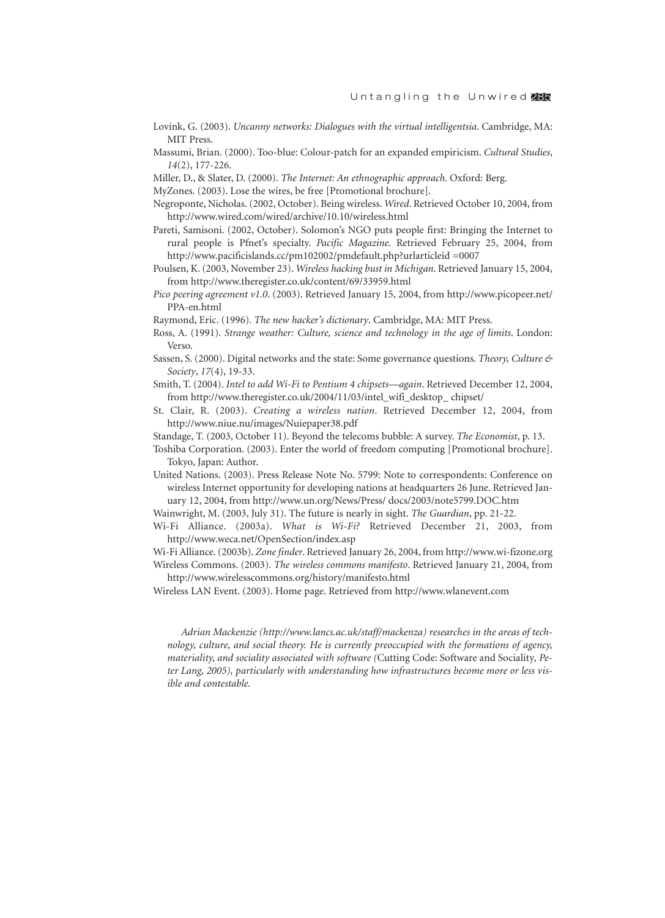Lovink, G. (2003). *Uncanny networks: Dialogues with the virtual intelligentsia*. Cambridge, MA: MIT Press.

Massumi, Brian. (2000). Too-blue: Colour-patch for an expanded empiricism. *Cultural Studies*, *14*(2), 177-226.

Miller, D., & Slater, D. (2000). *The Internet: An ethnographic approach*. Oxford: Berg.

MyZones. (2003). Lose the wires, be free [Promotional brochure].

Negroponte, Nicholas. (2002, October). Being wireless. *Wired*. Retrieved October 10, 2004, from http://www.wired.com/wired/archive/10.10/wireless.html

Pareti, Samisoni. (2002, October). Solomon's NGO puts people first: Bringing the Internet to rural people is Pfnet's specialty. *Pacific Magazine*. Retrieved February 25, 2004, from http://www.pacificislands.cc/pm102002/pmdefault.php?urlarticleid =0007

Poulsen, K. (2003, November 23). *Wireless hacking bust in Michigan*. Retrieved January 15, 2004, from http://www.theregister.co.uk/content/69/33959.html

*Pico peering agreement v1.0*. (2003). Retrieved January 15, 2004, from http://www.picopeer.net/PPA-en.html

Raymond, Eric. (1996). *The new hacker's dictionary*. Cambridge, MA: MIT Press.

Ross, A. (1991). *Strange weather: Culture, science and technology in the age of limits*. London: Verso.

Sassen, S. (2000). Digital networks and the state: Some governance questions. *Theory, Culture & Society*, *17*(4), 19-33.

Smith, T. (2004). *Intel to add Wi-Fi to Pentium 4 chipsets—again*. Retrieved December 12, 2004, from http://www.theregister.co.uk/2004/11/03/intel_wifi_desktop_ chipset/

St. Clair, R. (2003). *Creating a wireless nation*. Retrieved December 12, 2004, from http://www.niue.nu/images/Nuiepaper38.pdf

Standage, T. (2003, October 11). Beyond the telecoms bubble: A survey. *The Economist*, p. 13.

Toshiba Corporation. (2003). Enter the world of freedom computing [Promotional brochure]. Tokyo, Japan: Author.

United Nations. (2003). Press Release Note No. 5799: Note to correspondents: Conference on wireless Internet opportunity for developing nations at headquarters 26 June. Retrieved January 12, 2004, from http://www.un.org/News/Press/ docs/2003/note5799.DOC.htm

Wainwright, M. (2003, July 31). The future is nearly in sight. *The Guardian*, pp. 21-22.

Wi-Fi Alliance. (2003a). *What is Wi-Fi?* Retrieved December 21, 2003, from http://www.weca.net/OpenSection/index.asp

Wi-Fi Alliance. (2003b). *Zone finder*. Retrieved January 26, 2004, from http://www.wi-fizone.org

Wireless Commons. (2003). *The wireless commons manifesto*. Retrieved January 21, 2004, from http://www.wirelesscommons.org/history/manifesto.html

Wireless LAN Event. (2003). Home page. Retrieved from http://www.wlanevent.com

*Adrian Mackenzie (http://www.lancs.ac.uk/staff/mackenza) researches in the areas of technology, culture, and social theory. He is currently preoccupied with the formations of agency, materiality, and sociality associated with software (*Cutting Code: Software and Sociality*, Peter Lang, 2005), particularly with understanding how infrastructures become more or less visible and contestable.*